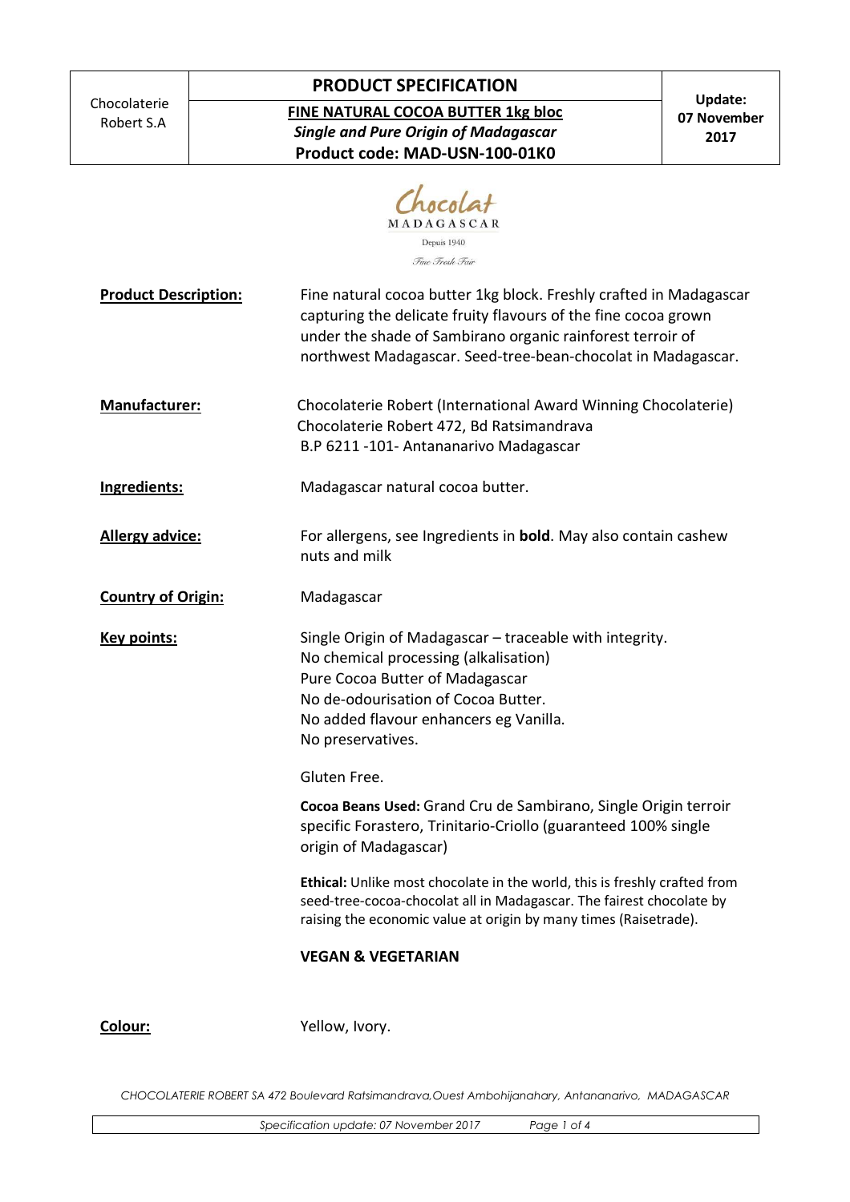| Chocolaterie Robert S.A | **PRODUCT SPECIFICATION** | **Update: 07 November 2017** |
|---|---|---|
| | **FINE NATURAL COCOA BUTTER 1kg bloc** *Single and Pure Origin of Madagascar* **Product code: MAD-USN-100-01K0** | |

Chocolat MADAGASCAR
Depuis 1940
*Fine Fresh Fair*

**Product Description:** Fine natural cocoa butter 1kg block. Freshly crafted in Madagascar capturing the delicate fruity flavours of the fine cocoa grown under the shade of Sambirano organic rainforest terroir of northwest Madagascar. Seed-tree-bean-chocolat in Madagascar.

**Manufacturer:** Chocolaterie Robert (International Award Winning Chocolaterie)
Chocolaterie Robert 472, Bd Ratsimandrava
B.P 6211 -101- Antananarivo Madagascar

**Ingredients:** Madagascar natural cocoa butter.

**Allergy advice:** For allergens, see Ingredients in **bold**. May also contain cashew nuts and milk

**Country of Origin:** Madagascar

**Key points:**

Single Origin of Madagascar – traceable with integrity.
No chemical processing (alkalisation)
Pure Cocoa Butter of Madagascar
No de-odourisation of Cocoa Butter.
No added flavour enhancers eg Vanilla.
No preservatives.

Gluten Free.

**Cocoa Beans Used:** Grand Cru de Sambirano, Single Origin terroir specific Forastero, Trinitario-Criollo (guaranteed 100% single origin of Madagascar)

**Ethical:** Unlike most chocolate in the world, this is freshly crafted from seed-tree-cocoa-chocolat all in Madagascar. The fairest chocolate by raising the economic value at origin by many times (Raisetrade).

**VEGAN & VEGETARIAN**

**Colour:** Yellow, Ivory.

*CHOCOLATERIE ROBERT SA 472 Boulevard Ratsimandrava,Ouest Ambohijanahary, Antananarivo, MADAGASCAR*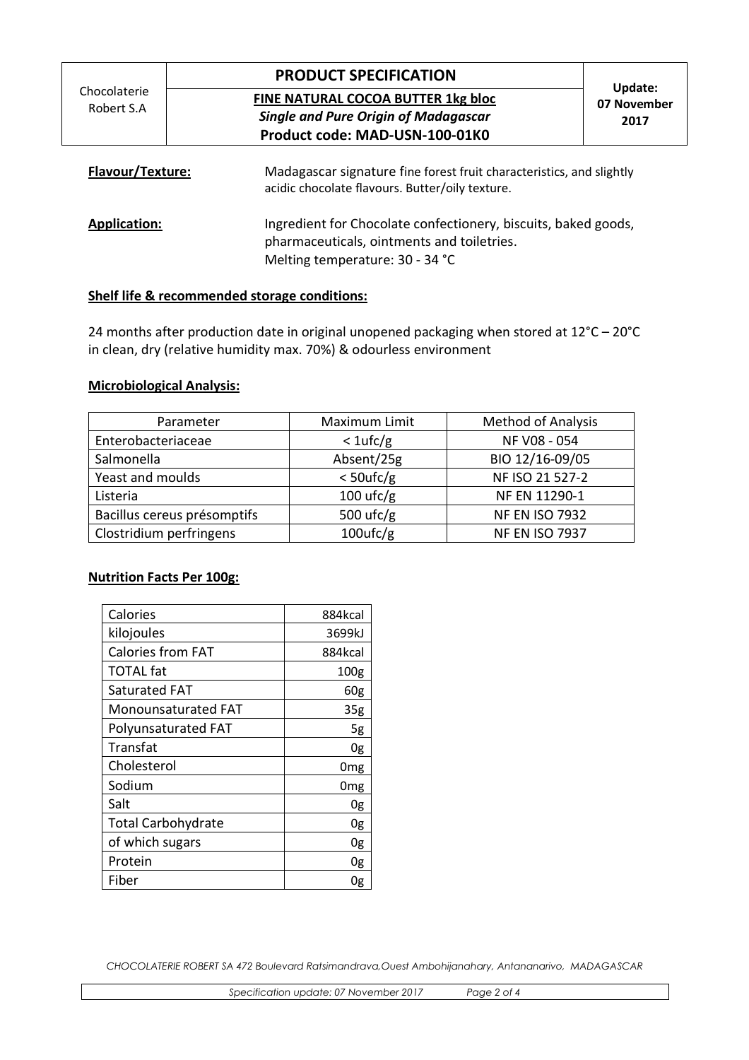| Chocolaterie Robert S.A | **PRODUCT SPECIFICATION**<br>**FINE NATURAL COCOA BUTTER 1kg bloc**<br>***Single and Pure Origin of Madagascar***<br>**Product code: MAD-USN-100-01K0** | **Update: 07 November 2017** |
|---|---|---|

**Flavour/Texture:** Madagascar signature fine forest fruit characteristics, and slightly acidic chocolate flavours. Butter/oily texture.

**Application:** Ingredient for Chocolate confectionery, biscuits, baked goods, pharmaceuticals, ointments and toiletries.
Melting temperature: 30 - 34 °C

**Shelf life & recommended storage conditions:**

24 months after production date in original unopened packaging when stored at 12°C – 20°C in clean, dry (relative humidity max. 70%) & odourless environment

**Microbiological Analysis:**

| Parameter | Maximum Limit | Method of Analysis |
|---|---|---|
| Enterobacteriaceae | < 1ufc/g | NF V08 - 054 |
| Salmonella | Absent/25g | BIO 12/16-09/05 |
| Yeast and moulds | < 50ufc/g | NF ISO 21 527-2 |
| Listeria | 100 ufc/g | NF EN 11290-1 |
| Bacillus cereus présomptifs | 500 ufc/g | NF EN ISO 7932 |
| Clostridium perfringens | 100ufc/g | NF EN ISO 7937 |

**Nutrition Facts Per 100g:**

| | |
|---|---|
| Calories | 884kcal |
| kilojoules | 3699kJ |
| Calories from FAT | 884kcal |
| TOTAL fat | 100g |
| Saturated FAT | 60g |
| Monounsaturated FAT | 35g |
| Polyunsaturated FAT | 5g |
| Transfat | 0g |
| Cholesterol | 0mg |
| Sodium | 0mg |
| Salt | 0g |
| Total Carbohydrate | 0g |
| of which sugars | 0g |
| Protein | 0g |
| Fiber | 0g |

*CHOCOLATERIE ROBERT SA 472 Boulevard Ratsimandrava,Ouest Ambohijanahary, Antananarivo, MADAGASCAR*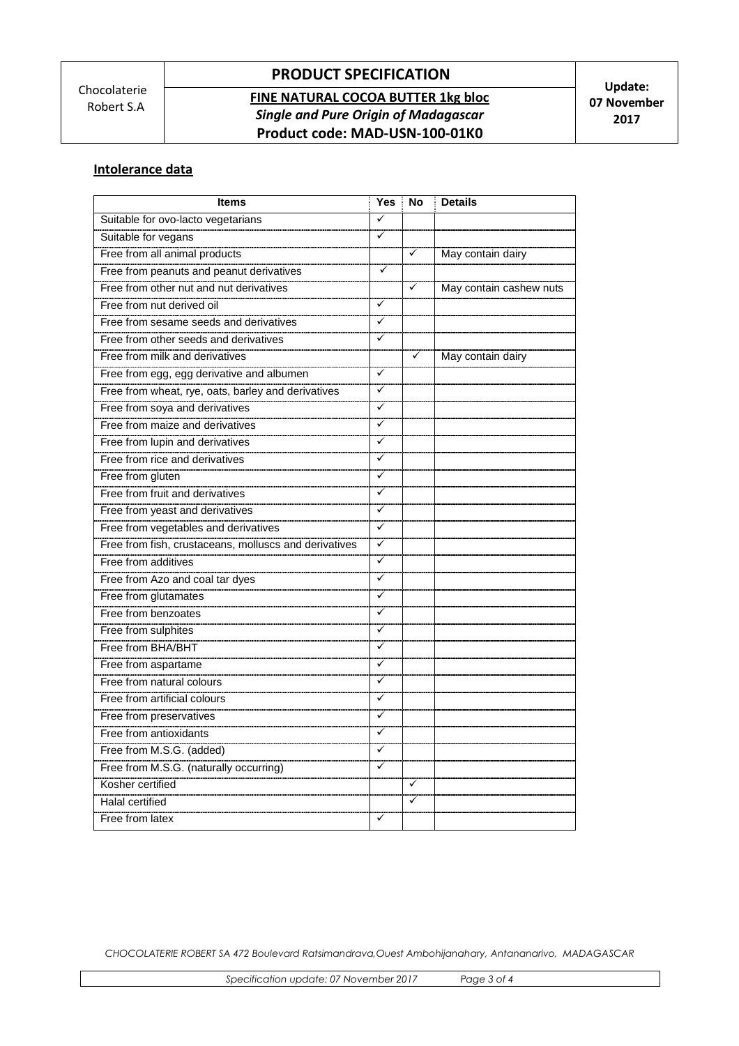| Chocolaterie Robert S.A | **PRODUCT SPECIFICATION**<br>**FINE NATURAL COCOA BUTTER 1kg bloc**<br>***Single and Pure Origin of Madagascar***<br>**Product code: MAD-USN-100-01K0** | **Update: 07 November 2017** |
|---|---|---|

## Intolerance data

| Items | Yes | No | Details |
|---|---|---|---|
| Suitable for ovo-lacto vegetarians | ✓ | | |
| Suitable for vegans | ✓ | | |
| Free from all animal products | | ✓ | May contain dairy |
| Free from peanuts and peanut derivatives | ✓ | | |
| Free from other nut and nut derivatives | | ✓ | May contain cashew nuts |
| Free from nut derived oil | ✓ | | |
| Free from sesame seeds and derivatives | ✓ | | |
| Free from other seeds and derivatives | ✓ | | |
| Free from milk and derivatives | | ✓ | May contain dairy |
| Free from egg, egg derivative and albumen | ✓ | | |
| Free from wheat, rye, oats, barley and derivatives | ✓ | | |
| Free from soya and derivatives | ✓ | | |
| Free from maize and derivatives | ✓ | | |
| Free from lupin and derivatives | ✓ | | |
| Free from rice and derivatives | ✓ | | |
| Free from gluten | ✓ | | |
| Free from fruit and derivatives | ✓ | | |
| Free from yeast and derivatives | ✓ | | |
| Free from vegetables and derivatives | ✓ | | |
| Free from fish, crustaceans, molluscs and derivatives | ✓ | | |
| Free from additives | ✓ | | |
| Free from Azo and coal tar dyes | ✓ | | |
| Free from glutamates | ✓ | | |
| Free from benzoates | ✓ | | |
| Free from sulphites | ✓ | | |
| Free from BHA/BHT | ✓ | | |
| Free from aspartame | ✓ | | |
| Free from natural colours | ✓ | | |
| Free from artificial colours | ✓ | | |
| Free from preservatives | ✓ | | |
| Free from antioxidants | ✓ | | |
| Free from M.S.G. (added) | ✓ | | |
| Free from M.S.G. (naturally occurring) | ✓ | | |
| Kosher certified | | ✓ | |
| Halal certified | | ✓ | |
| Free from latex | ✓ | | |

*CHOCOLATERIE ROBERT SA 472 Boulevard Ratsimandrava,Ouest Ambohijanahary, Antananarivo, MADAGASCAR*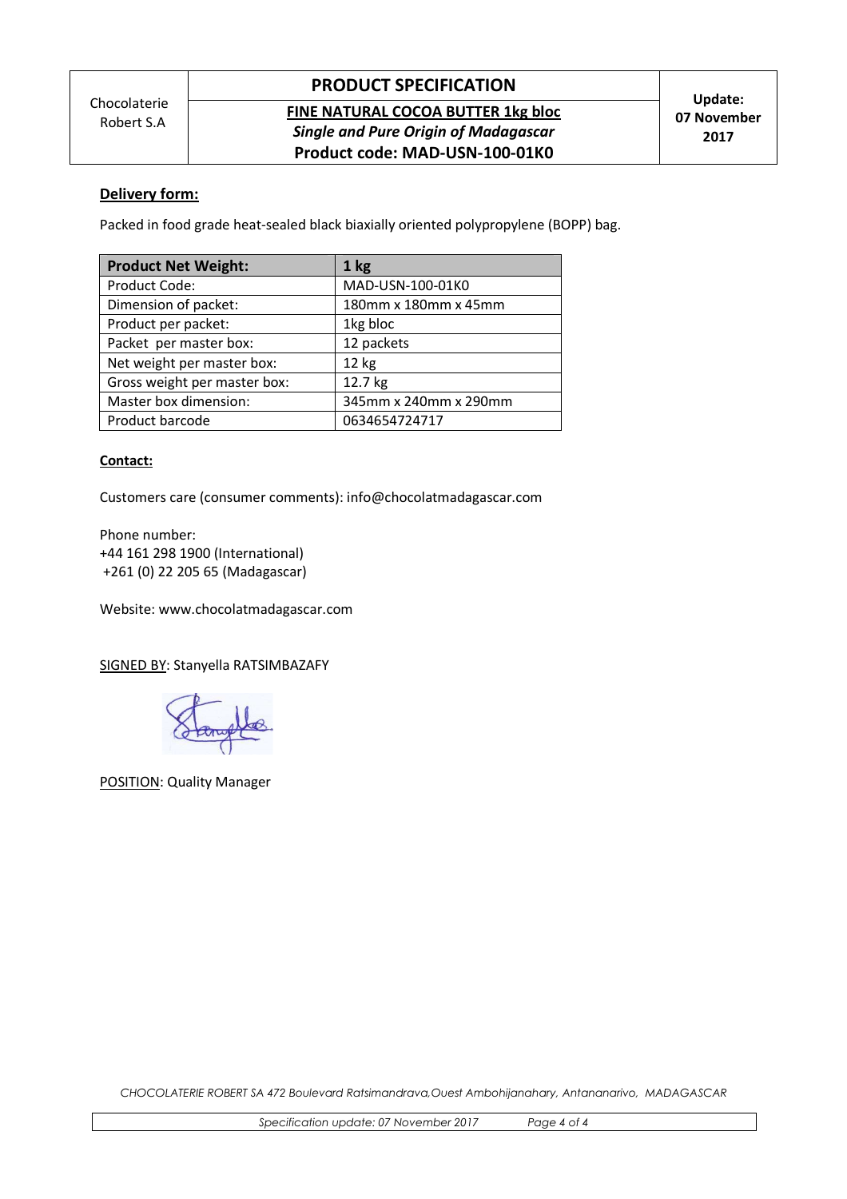| Chocolaterie Robert S.A | PRODUCT SPECIFICATION<br>**FINE NATURAL COCOA BUTTER 1kg bloc**<br>***Single and Pure Origin of Madagascar***<br>**Product code: MAD-USN-100-01K0** | **Update: 07 November 2017** |
|---|---|---|

## Delivery form:

Packed in food grade heat-sealed black biaxially oriented polypropylene (BOPP) bag.

| **Product Net Weight:** | **1 kg** |
|---|---|
| Product Code: | MAD-USN-100-01K0 |
| Dimension of packet: | 180mm x 180mm x 45mm |
| Product per packet: | 1kg bloc |
| Packet per master box: | 12 packets |
| Net weight per master box: | 12 kg |
| Gross weight per master box: | 12.7 kg |
| Master box dimension: | 345mm x 240mm x 290mm |
| Product barcode | 0634654724717 |

**Contact:**

Customers care (consumer comments): info@chocolatmadagascar.com

Phone number:
+44 161 298 1900 (International)
+261 (0) 22 205 65 (Madagascar)

Website: www.chocolatmadagascar.com

SIGNED BY: Stanyella RATSIMBAZAFY

POSITION: Quality Manager

*CHOCOLATERIE ROBERT SA 472 Boulevard Ratsimandrava,Ouest Ambohijanahary, Antananarivo, MADAGASCAR*